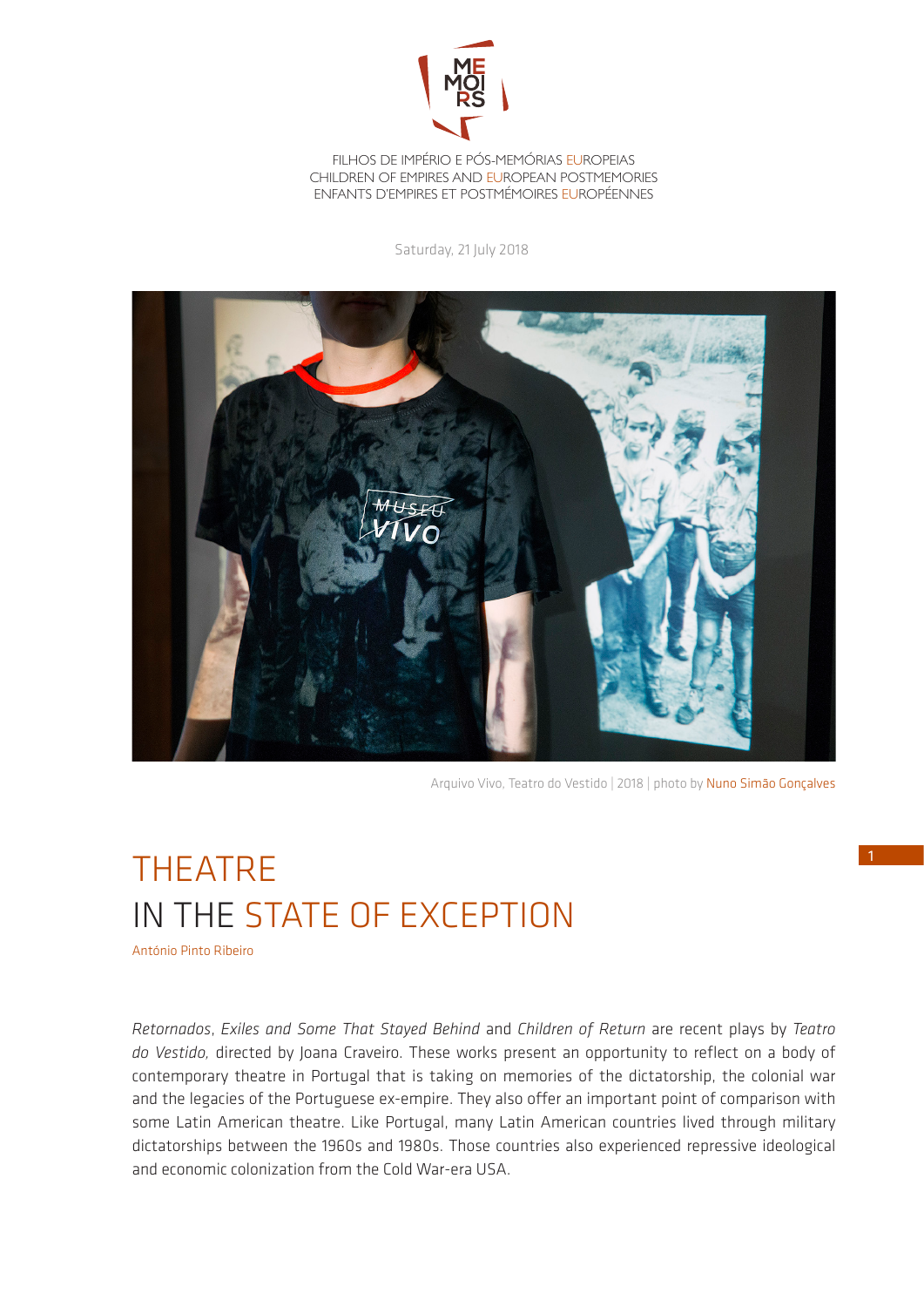FILHOS DE IMPÉRIO E PÓS-MEMÓRIAS EUROPEIAS
CHILDREN OF EMPIRES AND EUROPEAN POSTMEMORIES
ENFANTS D'EMPIRES ET POSTMÉMOIRES EUROPÉENNES

Saturday, 21 July 2018

Arquivo Vivo, Teatro do Vestido | 2018 | photo by Nuno Simão Gonçalves

# THEATRE IN THE STATE OF EXCEPTION

António Pinto Ribeiro

*Retornados*, *Exiles and Some That Stayed Behind* and *Children of Return* are recent plays by *Teatro do Vestido*, directed by Joana Craveiro. These works present an opportunity to reflect on a body of contemporary theatre in Portugal that is taking on memories of the dictatorship, the colonial war and the legacies of the Portuguese ex-empire. They also offer an important point of comparison with some Latin American theatre. Like Portugal, many Latin American countries lived through military dictatorships between the 1960s and 1980s. Those countries also experienced repressive ideological and economic colonization from the Cold War-era USA.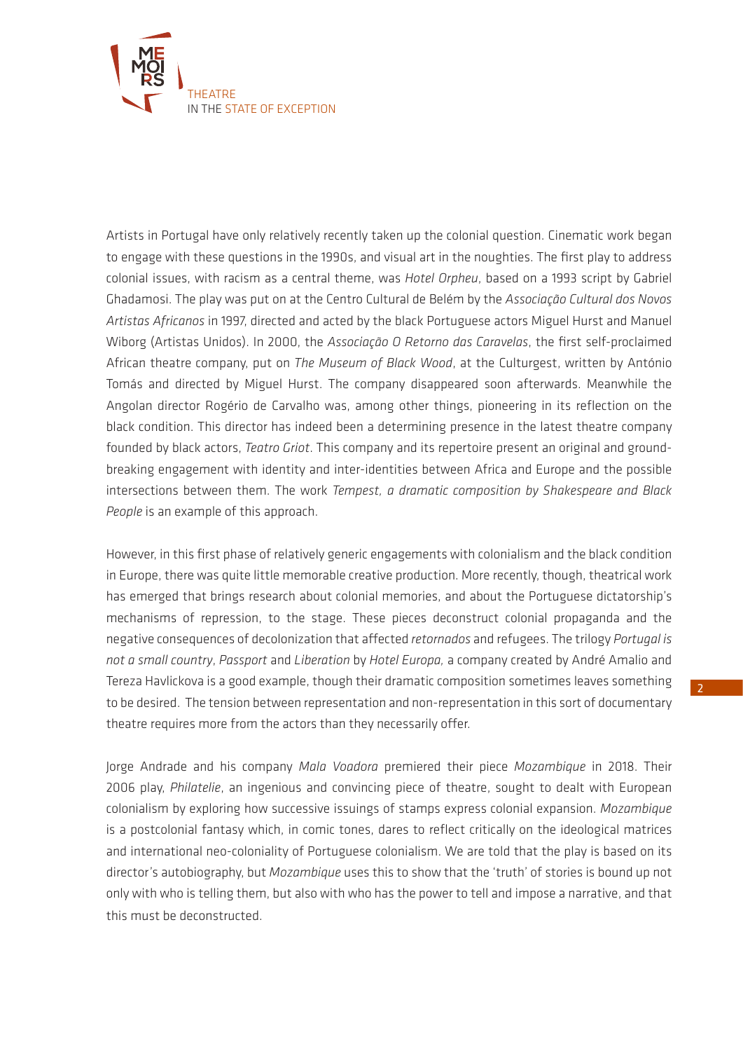Artists in Portugal have only relatively recently taken up the colonial question. Cinematic work began to engage with these questions in the 1990s, and visual art in the noughties. The first play to address colonial issues, with racism as a central theme, was *Hotel Orpheu*, based on a 1993 script by Gabriel Ghadamosi. The play was put on at the Centro Cultural de Belém by the *Associação Cultural dos Novos Artistas Africanos* in 1997, directed and acted by the black Portuguese actors Miguel Hurst and Manuel Wiborg (Artistas Unidos). In 2000, the *Associação O Retorno das Caravelas*, the first self-proclaimed African theatre company, put on *The Museum of Black Wood*, at the Culturgest, written by António Tomás and directed by Miguel Hurst. The company disappeared soon afterwards. Meanwhile the Angolan director Rogério de Carvalho was, among other things, pioneering in its reflection on the black condition. This director has indeed been a determining presence in the latest theatre company founded by black actors, *Teatro Griot*. This company and its repertoire present an original and ground-breaking engagement with identity and inter-identities between Africa and Europe and the possible intersections between them. The work *Tempest, a dramatic composition by Shakespeare and Black People* is an example of this approach.

However, in this first phase of relatively generic engagements with colonialism and the black condition in Europe, there was quite little memorable creative production. More recently, though, theatrical work has emerged that brings research about colonial memories, and about the Portuguese dictatorship's mechanisms of repression, to the stage. These pieces deconstruct colonial propaganda and the negative consequences of decolonization that affected *retornados* and refugees. The trilogy *Portugal is not a small country*, *Passport* and *Liberation* by *Hotel Europa,* a company created by André Amalio and Tereza Havlickova is a good example, though their dramatic composition sometimes leaves something to be desired. The tension between representation and non-representation in this sort of documentary theatre requires more from the actors than they necessarily offer.

Jorge Andrade and his company *Mala Voadora* premiered their piece *Mozambique* in 2018. Their 2006 play, *Philatelie*, an ingenious and convincing piece of theatre, sought to dealt with European colonialism by exploring how successive issuings of stamps express colonial expansion. *Mozambique* is a postcolonial fantasy which, in comic tones, dares to reflect critically on the ideological matrices and international neo-coloniality of Portuguese colonialism. We are told that the play is based on its director's autobiography, but *Mozambique* uses this to show that the 'truth' of stories is bound up not only with who is telling them, but also with who has the power to tell and impose a narrative, and that this must be deconstructed.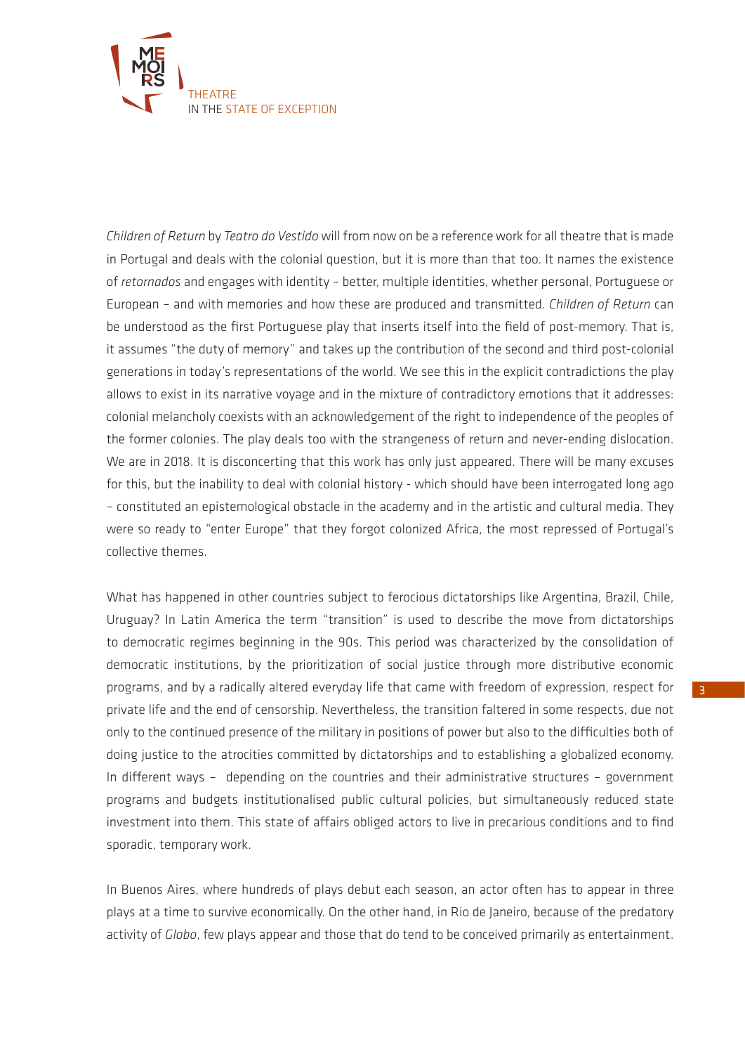*Children of Return* by *Teatro do Vestido* will from now on be a reference work for all theatre that is made in Portugal and deals with the colonial question, but it is more than that too. It names the existence of *retornados* and engages with identity – better, multiple identities, whether personal, Portuguese or European – and with memories and how these are produced and transmitted. *Children of Return* can be understood as the first Portuguese play that inserts itself into the field of post-memory. That is, it assumes "the duty of memory" and takes up the contribution of the second and third post-colonial generations in today's representations of the world. We see this in the explicit contradictions the play allows to exist in its narrative voyage and in the mixture of contradictory emotions that it addresses: colonial melancholy coexists with an acknowledgement of the right to independence of the peoples of the former colonies. The play deals too with the strangeness of return and never-ending dislocation. We are in 2018. It is disconcerting that this work has only just appeared. There will be many excuses for this, but the inability to deal with colonial history - which should have been interrogated long ago – constituted an epistemological obstacle in the academy and in the artistic and cultural media. They were so ready to "enter Europe" that they forgot colonized Africa, the most repressed of Portugal's collective themes.

What has happened in other countries subject to ferocious dictatorships like Argentina, Brazil, Chile, Uruguay? In Latin America the term "transition" is used to describe the move from dictatorships to democratic regimes beginning in the 90s. This period was characterized by the consolidation of democratic institutions, by the prioritization of social justice through more distributive economic programs, and by a radically altered everyday life that came with freedom of expression, respect for private life and the end of censorship. Nevertheless, the transition faltered in some respects, due not only to the continued presence of the military in positions of power but also to the difficulties both of doing justice to the atrocities committed by dictatorships and to establishing a globalized economy. In different ways – depending on the countries and their administrative structures – government programs and budgets institutionalised public cultural policies, but simultaneously reduced state investment into them. This state of affairs obliged actors to live in precarious conditions and to find sporadic, temporary work.

In Buenos Aires, where hundreds of plays debut each season, an actor often has to appear in three plays at a time to survive economically. On the other hand, in Rio de Janeiro, because of the predatory activity of *Globo*, few plays appear and those that do tend to be conceived primarily as entertainment.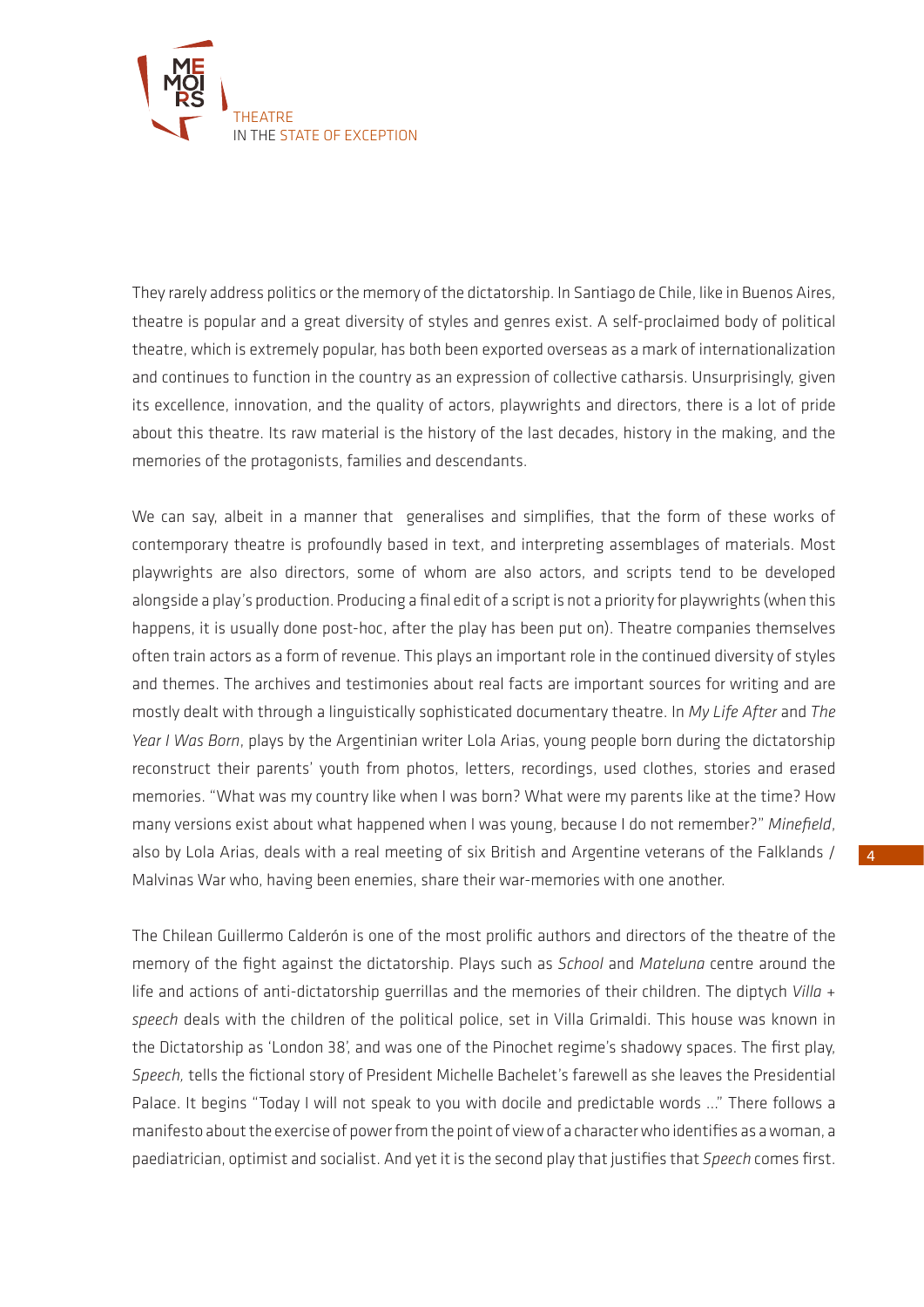They rarely address politics or the memory of the dictatorship. In Santiago de Chile, like in Buenos Aires, theatre is popular and a great diversity of styles and genres exist. A self-proclaimed body of political theatre, which is extremely popular, has both been exported overseas as a mark of internationalization and continues to function in the country as an expression of collective catharsis. Unsurprisingly, given its excellence, innovation, and the quality of actors, playwrights and directors, there is a lot of pride about this theatre. Its raw material is the history of the last decades, history in the making, and the memories of the protagonists, families and descendants.

We can say, albeit in a manner that generalises and simplifies, that the form of these works of contemporary theatre is profoundly based in text, and interpreting assemblages of materials. Most playwrights are also directors, some of whom are also actors, and scripts tend to be developed alongside a play's production. Producing a final edit of a script is not a priority for playwrights (when this happens, it is usually done post-hoc, after the play has been put on). Theatre companies themselves often train actors as a form of revenue. This plays an important role in the continued diversity of styles and themes. The archives and testimonies about real facts are important sources for writing and are mostly dealt with through a linguistically sophisticated documentary theatre. In *My Life After* and *The Year I Was Born*, plays by the Argentinian writer Lola Arias, young people born during the dictatorship reconstruct their parents' youth from photos, letters, recordings, used clothes, stories and erased memories. "What was my country like when I was born? What were my parents like at the time? How many versions exist about what happened when I was young, because I do not remember?" *Minefield*, also by Lola Arias, deals with a real meeting of six British and Argentine veterans of the Falklands / Malvinas War who, having been enemies, share their war-memories with one another.

The Chilean Guillermo Calderón is one of the most prolific authors and directors of the theatre of the memory of the fight against the dictatorship. Plays such as *School* and *Mateluna* centre around the life and actions of anti-dictatorship guerrillas and the memories of their children. The diptych *Villa + speech* deals with the children of the political police, set in Villa Grimaldi. This house was known in the Dictatorship as 'London 38', and was one of the Pinochet regime's shadowy spaces. The first play, *Speech,* tells the fictional story of President Michelle Bachelet's farewell as she leaves the Presidential Palace. It begins "Today I will not speak to you with docile and predictable words ..." There follows a manifesto about the exercise of power from the point of view of a character who identifies as a woman, a paediatrician, optimist and socialist. And yet it is the second play that justifies that *Speech* comes first.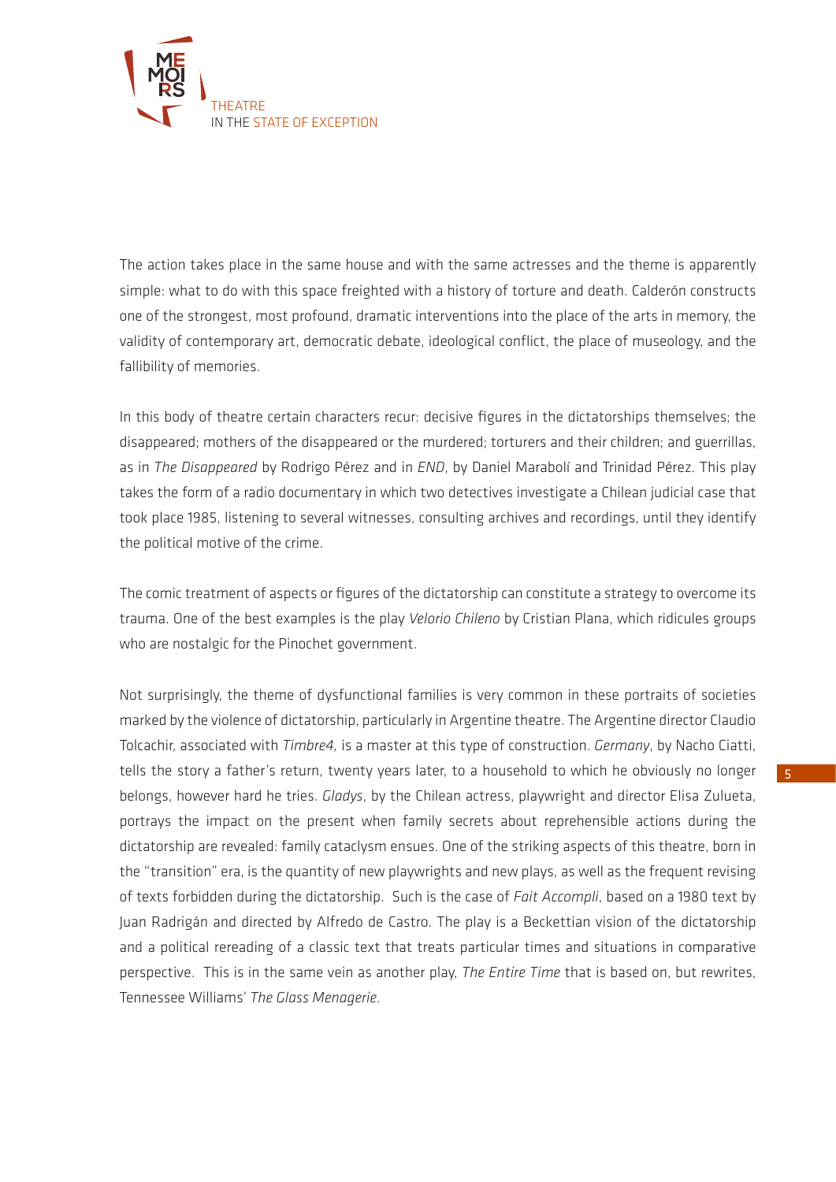The action takes place in the same house and with the same actresses and the theme is apparently simple: what to do with this space freighted with a history of torture and death. Calderón constructs one of the strongest, most profound, dramatic interventions into the place of the arts in memory, the validity of contemporary art, democratic debate, ideological conflict, the place of museology, and the fallibility of memories.

In this body of theatre certain characters recur: decisive figures in the dictatorships themselves; the disappeared; mothers of the disappeared or the murdered; torturers and their children; and guerrillas, as in *The Disappeared* by Rodrigo Pérez and in *END*, by Daniel Marabolí and Trinidad Pérez. This play takes the form of a radio documentary in which two detectives investigate a Chilean judicial case that took place 1985, listening to several witnesses, consulting archives and recordings, until they identify the political motive of the crime.

The comic treatment of aspects or figures of the dictatorship can constitute a strategy to overcome its trauma. One of the best examples is the play *Velorio Chileno* by Cristian Plana, which ridicules groups who are nostalgic for the Pinochet government.

Not surprisingly, the theme of dysfunctional families is very common in these portraits of societies marked by the violence of dictatorship, particularly in Argentine theatre. The Argentine director Claudio Tolcachir, associated with *Timbre4,* is a master at this type of construction. *Germany*, by Nacho Ciatti, tells the story a father's return, twenty years later, to a household to which he obviously no longer belongs, however hard he tries. *Gladys*, by the Chilean actress, playwright and director Elisa Zulueta, portrays the impact on the present when family secrets about reprehensible actions during the dictatorship are revealed: family cataclysm ensues. One of the striking aspects of this theatre, born in the "transition" era, is the quantity of new playwrights and new plays, as well as the frequent revising of texts forbidden during the dictatorship. Such is the case of *Fait Accompli*, based on a 1980 text by Juan Radrigán and directed by Alfredo de Castro. The play is a Beckettian vision of the dictatorship and a political rereading of a classic text that treats particular times and situations in comparative perspective. This is in the same vein as another play, *The Entire Time* that is based on, but rewrites, Tennessee Williams' *The Glass Menagerie*.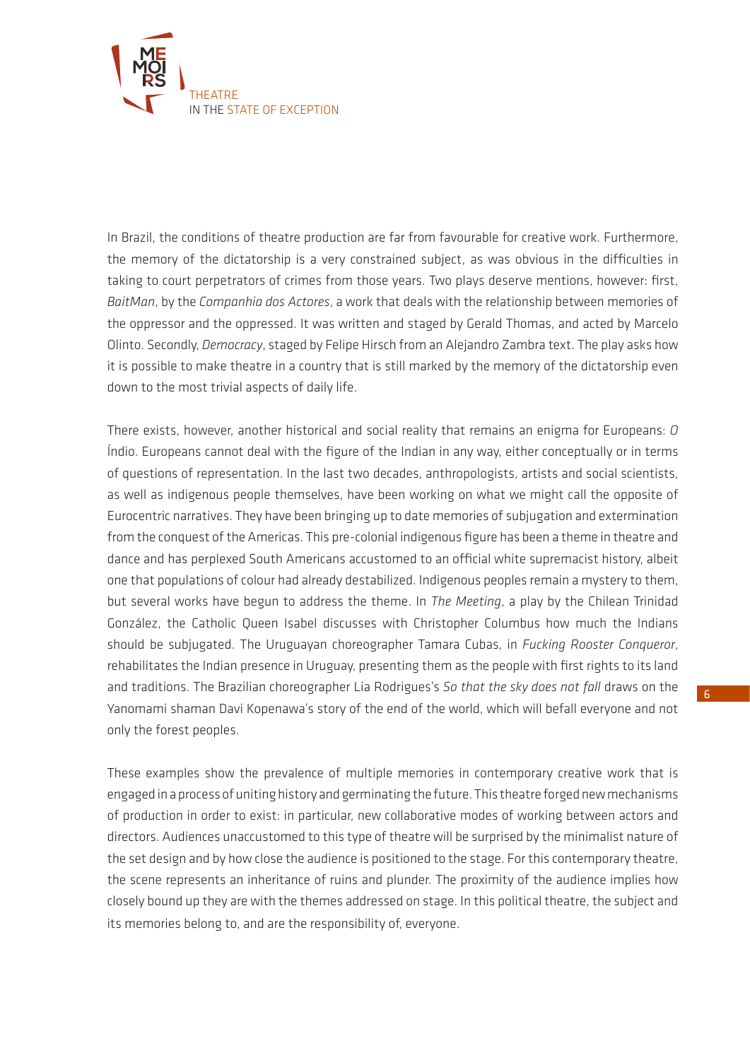In Brazil, the conditions of theatre production are far from favourable for creative work. Furthermore, the memory of the dictatorship is a very constrained subject, as was obvious in the difficulties in taking to court perpetrators of crimes from those years. Two plays deserve mentions, however: first, *BaitMan*, by the *Companhia dos Actores*, a work that deals with the relationship between memories of the oppressor and the oppressed. It was written and staged by Gerald Thomas, and acted by Marcelo Olinto. Secondly, *Democracy*, staged by Felipe Hirsch from an Alejandro Zambra text. The play asks how it is possible to make theatre in a country that is still marked by the memory of the dictatorship even down to the most trivial aspects of daily life.

There exists, however, another historical and social reality that remains an enigma for Europeans: *O* Índio. Europeans cannot deal with the figure of the Indian in any way, either conceptually or in terms of questions of representation. In the last two decades, anthropologists, artists and social scientists, as well as indigenous people themselves, have been working on what we might call the opposite of Eurocentric narratives. They have been bringing up to date memories of subjugation and extermination from the conquest of the Americas. This pre-colonial indigenous figure has been a theme in theatre and dance and has perplexed South Americans accustomed to an official white supremacist history, albeit one that populations of colour had already destabilized. Indigenous peoples remain a mystery to them, but several works have begun to address the theme. In *The Meeting*, a play by the Chilean Trinidad González, the Catholic Queen Isabel discusses with Christopher Columbus how much the Indians should be subjugated. The Uruguayan choreographer Tamara Cubas, in *Fucking Rooster Conqueror*, rehabilitates the Indian presence in Uruguay, presenting them as the people with first rights to its land and traditions. The Brazilian choreographer Lia Rodrigues's *So that the sky does not fall* draws on the Yanomami shaman Davi Kopenawa's story of the end of the world, which will befall everyone and not only the forest peoples.

These examples show the prevalence of multiple memories in contemporary creative work that is engaged in a process of uniting history and germinating the future. This theatre forged new mechanisms of production in order to exist: in particular, new collaborative modes of working between actors and directors. Audiences unaccustomed to this type of theatre will be surprised by the minimalist nature of the set design and by how close the audience is positioned to the stage. For this contemporary theatre, the scene represents an inheritance of ruins and plunder. The proximity of the audience implies how closely bound up they are with the themes addressed on stage. In this political theatre, the subject and its memories belong to, and are the responsibility of, everyone.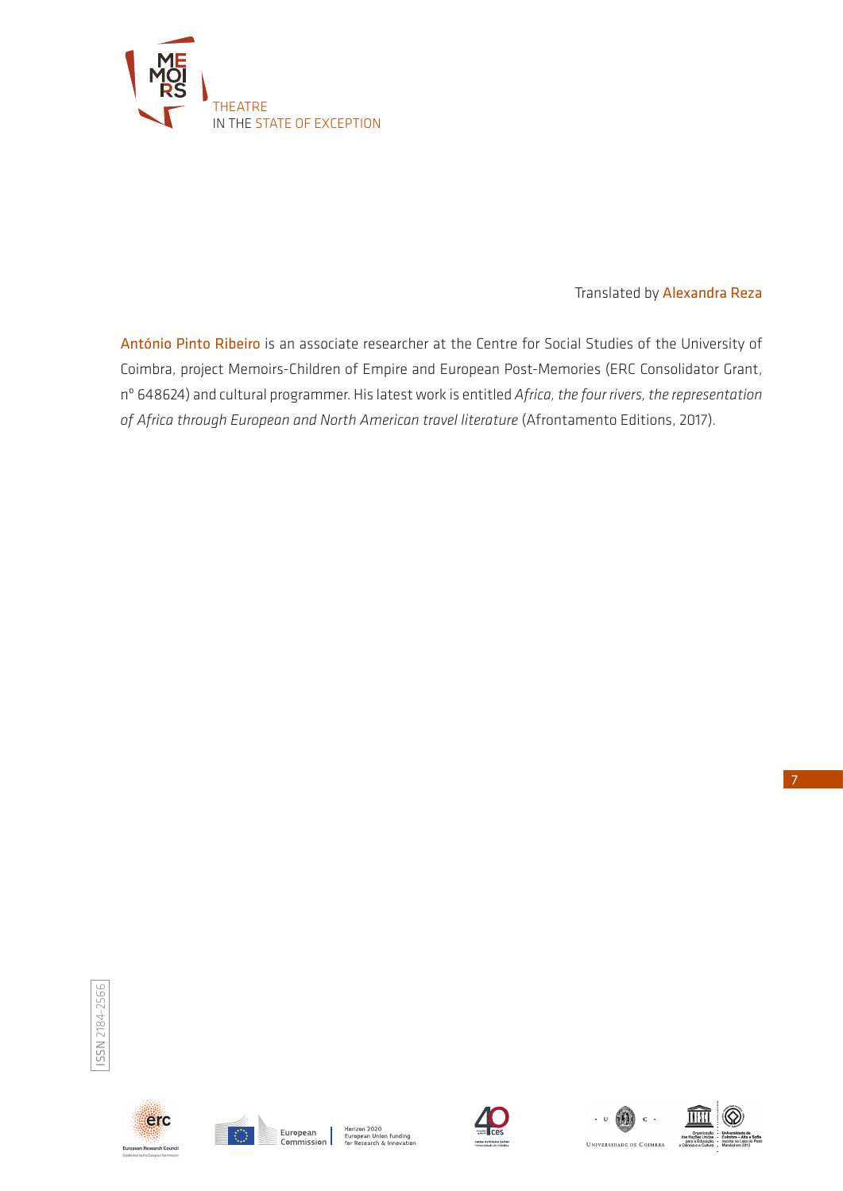Translated by Alexandra Reza

António Pinto Ribeiro is an associate researcher at the Centre for Social Studies of the University of Coimbra, project Memoirs-Children of Empire and European Post-Memories (ERC Consolidator Grant, nº 648624) and cultural programmer. His latest work is entitled *Africa, the four rivers, the representation of Africa through European and North American travel literature* (Afrontamento Editions, 2017).